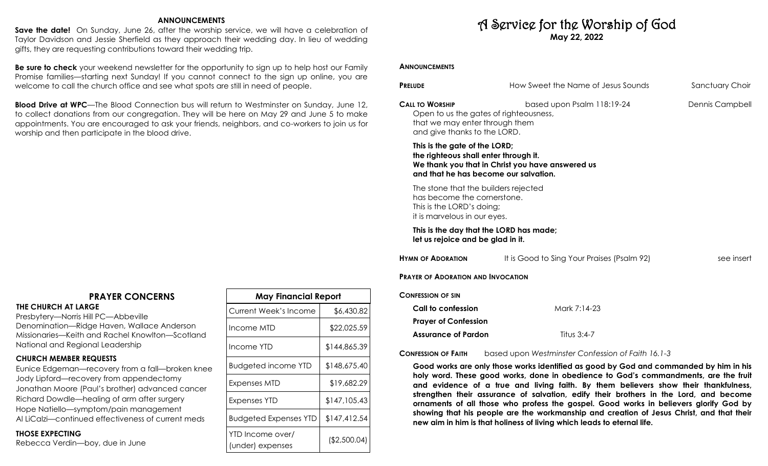## ANNOUNCEMENTS

**Save the date!** On Sunday, June 26, after the worship service, we will have a celebration of Taylor Davidson and Jessie Sherfield as they approach their wedding day. In lieu of wedding gifts, they are requesting contributions toward their wedding trip.

**Be sure to check** your weekend newsletter for the opportunity to sign up to help host our Family Promise families—starting next Sunday! If you cannot connect to the sign up online, you are welcome to call the church office and see what spots are still in need of people.

**Blood Drive at WPC**—The Blood Connection bus will return to Westminster on Sunday, June 12, to collect donations from our congregation. They will be here on May 29 and June 5 to make appointments. You are encouraged to ask your friends, neighbors, and co-workers to join us for worship and then participate in the blood drive.

## PRAYER CONCERNS

**THE CHURCH AT LARGE**

Presbytery—Norris Hill PC—Abbeville
Denomination—Ridge Haven, Wallace Anderson
Missionaries—Keith and Rachel Knowlton—Scotland
National and Regional Leadership

**CHURCH MEMBER REQUESTS**

Eunice Edgeman—recovery from a fall—broken knee
Jody Lipford—recovery from appendectomy
Jonathan Moore (Paul's brother) advanced cancer
Richard Dowdle—healing of arm after surgery
Hope Natiello—symptom/pain management
Al LiCalzi—continued effectiveness of current meds

**THOSE EXPECTING**

Rebecca Verdin—boy, due in June

| May Financial Report | |
|---|---|
| Current Week's Income | $6,430.82 |
| Income MTD | $22,025.59 |
| Income YTD | $144,865.39 |
| Budgeted income YTD | $148,675.40 |
| Expenses MTD | $19,682.29 |
| Expenses YTD | $147,105.43 |
| Budgeted Expenses YTD | $147,412.54 |
| YTD Income over/ (under) expenses | ($2,500.04) |

# A Service for the Worship of God

**May 22, 2022**

**ANNOUNCEMENTS**

**PRELUDE** — How Sweet the Name of Jesus Sounds — Sanctuary Choir

**CALL TO WORSHIP** — based upon Psalm 118:19-24 — Dennis Campbell

Open to us the gates of righteousness,
that we may enter through them
and give thanks to the LORD.

**This is the gate of the LORD;**
**the righteous shall enter through it.**
**We thank you that in Christ you have answered us**
**and that he has become our salvation.**

The stone that the builders rejected
has become the cornerstone.
This is the LORD's doing;
it is marvelous in our eyes.

**This is the day that the LORD has made;**
**let us rejoice and be glad in it.**

**HYMN OF ADORATION** — It is Good to Sing Your Praises (Psalm 92) — see insert

**PRAYER OF ADORATION AND INVOCATION**

**CONFESSION OF SIN**

**Call to confession** — Mark 7:14-23

**Prayer of Confession**

**Assurance of Pardon** — Titus 3:4-7

**CONFESSION OF FAITH** — based upon *Westminster Confession of Faith 16.1-3*

**Good works are only those works identified as good by God and commanded by him in his holy word. These good works, done in obedience to God's commandments, are the fruit and evidence of a true and living faith. By them believers show their thankfulness, strengthen their assurance of salvation, edify their brothers in the Lord, and become ornaments of all those who profess the gospel. Good works in believers glorify God by showing that his people are the workmanship and creation of Jesus Christ, and that their new aim in him is that holiness of living which leads to eternal life.**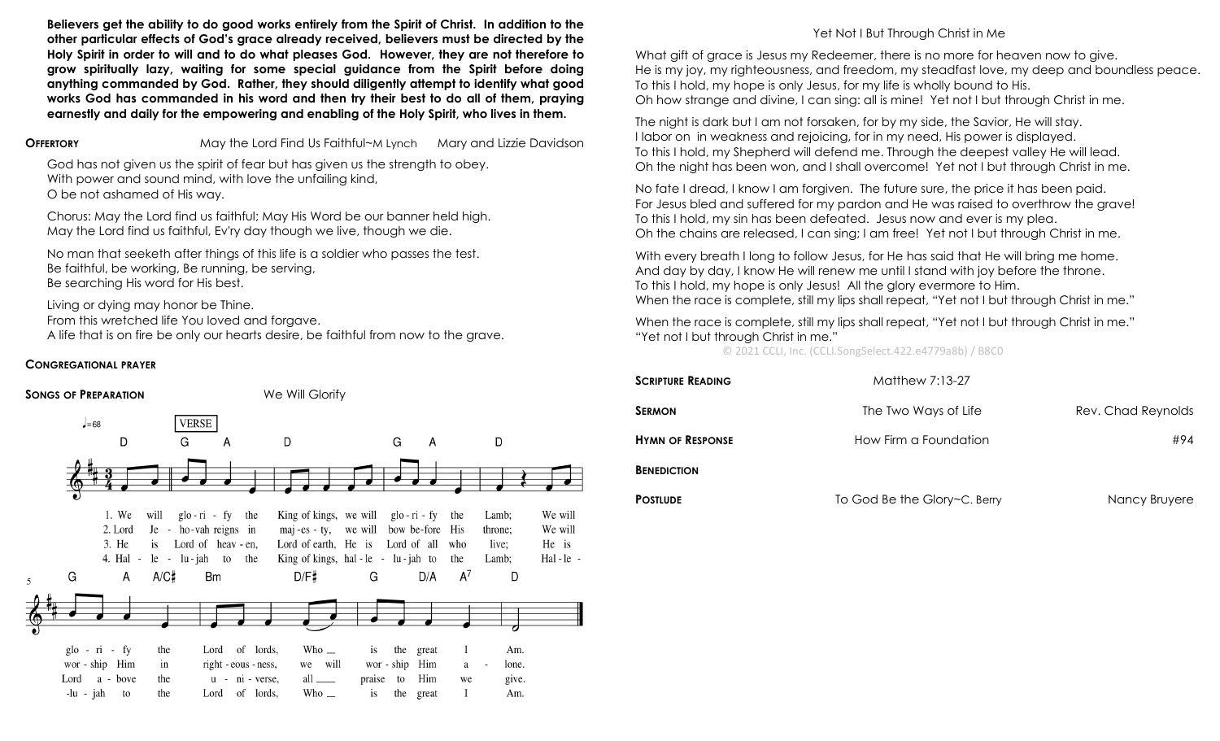**Believers get the ability to do good works entirely from the Spirit of Christ. In addition to the other particular effects of God's grace already received, believers must be directed by the Holy Spirit in order to will and to do what pleases God. However, they are not therefore to grow spiritually lazy, waiting for some special guidance from the Spirit before doing anything commanded by God. Rather, they should diligently attempt to identify what good works God has commanded in his word and then try their best to do all of them, praying earnestly and daily for the empowering and enabling of the Holy Spirit, who lives in them.**

**OFFERTORY** May the Lord Find Us Faithful~M Lynch Mary and Lizzie Davidson

God has not given us the spirit of fear but has given us the strength to obey.
With power and sound mind, with love the unfailing kind,
O be not ashamed of His way.

Chorus: May the Lord find us faithful; May His Word be our banner held high.
May the Lord find us faithful, Ev'ry day though we live, though we die.

No man that seeketh after things of this life is a soldier who passes the test.
Be faithful, be working, Be running, be serving,
Be searching His word for His best.

Living or dying may honor be Thine.
From this wretched life You loved and forgave.
A life that is on fire be only our hearts desire, be faithful from now to the grave.

**CONGREGATIONAL PRAYER**

**SONGS OF PREPARATION** We Will Glorify

1. We will glorify the King of kings, we will glorify the Lamb; We will glorify the Lord of lords, Who is the great I Am.
2. Lord Jehovah reigns in majesty, we will bow before His throne; We will worship Him in righteousness, we will worship Him alone.
3. He is Lord of heaven, Lord of earth, He is Lord of all who live; He is Lord above the universe, all praise to Him we give.
4. Hallelujah to the King of kings, hallelujah to the Lamb; Hallelujah to the Lord of lords, Who is the great I Am.

Yet Not I But Through Christ in Me

What gift of grace is Jesus my Redeemer, there is no more for heaven now to give.
He is my joy, my righteousness, and freedom, my steadfast love, my deep and boundless peace.
To this I hold, my hope is only Jesus, for my life is wholly bound to His.
Oh how strange and divine, I can sing: all is mine! Yet not I but through Christ in me.

The night is dark but I am not forsaken, for by my side, the Savior, He will stay.
I labor on in weakness and rejoicing, for in my need, His power is displayed.
To this I hold, my Shepherd will defend me. Through the deepest valley He will lead.
Oh the night has been won, and I shall overcome! Yet not I but through Christ in me.

No fate I dread, I know I am forgiven. The future sure, the price it has been paid.
For Jesus bled and suffered for my pardon and He was raised to overthrow the grave!
To this I hold, my sin has been defeated. Jesus now and ever is my plea.
Oh the chains are released, I can sing; I am free! Yet not I but through Christ in me.

With every breath I long to follow Jesus, for He has said that He will bring me home.
And day by day, I know He will renew me until I stand with joy before the throne.
To this I hold, my hope is only Jesus! All the glory evermore to Him.
When the race is complete, still my lips shall repeat, "Yet not I but through Christ in me."

When the race is complete, still my lips shall repeat, "Yet not I but through Christ in me."
"Yet not I but through Christ in me."

© 2021 CCLI, Inc. (CCLI.SongSelect.422.e4779a8b) / B8C0

**SCRIPTURE READING** Matthew 7:13-27

**SERMON** The Two Ways of Life Rev. Chad Reynolds

**HYMN OF RESPONSE** How Firm a Foundation #94

**BENEDICTION**

**POSTLUDE** To God Be the Glory~C. Berry Nancy Bruyere